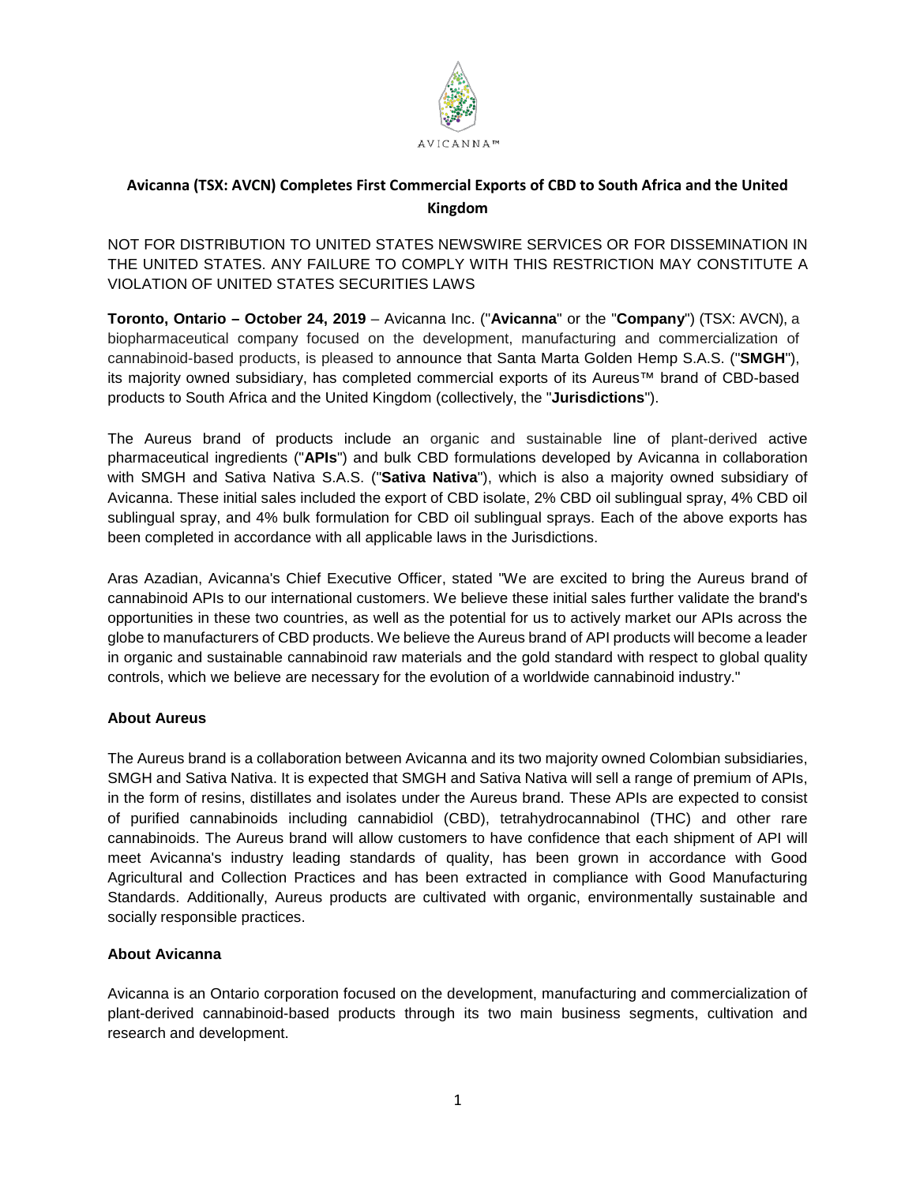# Avicanna (TSX: AVCN) Completes First Commercial Exports of CBD to South Africa and the United Kingdom

NOT FOR DISTRIBUTION TO UNITED STATES NEWSWIRE SERVICES OR FOR DISSEMINATION IN THE UNITED STATES. ANY FAILURE TO COMPLY WITH THIS RESTRICTION MAY CONSTITUTE A VIOLATION OF UNITED STATES SECURITIES LAWS

**Toronto, Ontario – October 24, 2019** – Avicanna Inc. ("**Avicanna**" or the "**Company**") (TSX: AVCN), a biopharmaceutical company focused on the development, manufacturing and commercialization of cannabinoid-based products, is pleased to announce that Santa Marta Golden Hemp S.A.S. ("**SMGH**"), its majority owned subsidiary, has completed commercial exports of its Aureus™ brand of CBD-based products to South Africa and the United Kingdom (collectively, the "**Jurisdictions**").

The Aureus brand of products include an organic and sustainable line of plant-derived active pharmaceutical ingredients ("**APIs**") and bulk CBD formulations developed by Avicanna in collaboration with SMGH and Sativa Nativa S.A.S. ("**Sativa Nativa**"), which is also a majority owned subsidiary of Avicanna. These initial sales included the export of CBD isolate, 2% CBD oil sublingual spray, 4% CBD oil sublingual spray, and 4% bulk formulation for CBD oil sublingual sprays. Each of the above exports has been completed in accordance with all applicable laws in the Jurisdictions.

Aras Azadian, Avicanna's Chief Executive Officer, stated "We are excited to bring the Aureus brand of cannabinoid APIs to our international customers. We believe these initial sales further validate the brand's opportunities in these two countries, as well as the potential for us to actively market our APIs across the globe to manufacturers of CBD products. We believe the Aureus brand of API products will become a leader in organic and sustainable cannabinoid raw materials and the gold standard with respect to global quality controls, which we believe are necessary for the evolution of a worldwide cannabinoid industry."

## About Aureus

The Aureus brand is a collaboration between Avicanna and its two majority owned Colombian subsidiaries, SMGH and Sativa Nativa. It is expected that SMGH and Sativa Nativa will sell a range of premium of APIs, in the form of resins, distillates and isolates under the Aureus brand. These APIs are expected to consist of purified cannabinoids including cannabidiol (CBD), tetrahydrocannabinol (THC) and other rare cannabinoids. The Aureus brand will allow customers to have confidence that each shipment of API will meet Avicanna's industry leading standards of quality, has been grown in accordance with Good Agricultural and Collection Practices and has been extracted in compliance with Good Manufacturing Standards. Additionally, Aureus products are cultivated with organic, environmentally sustainable and socially responsible practices.

## About Avicanna

Avicanna is an Ontario corporation focused on the development, manufacturing and commercialization of plant-derived cannabinoid-based products through its two main business segments, cultivation and research and development.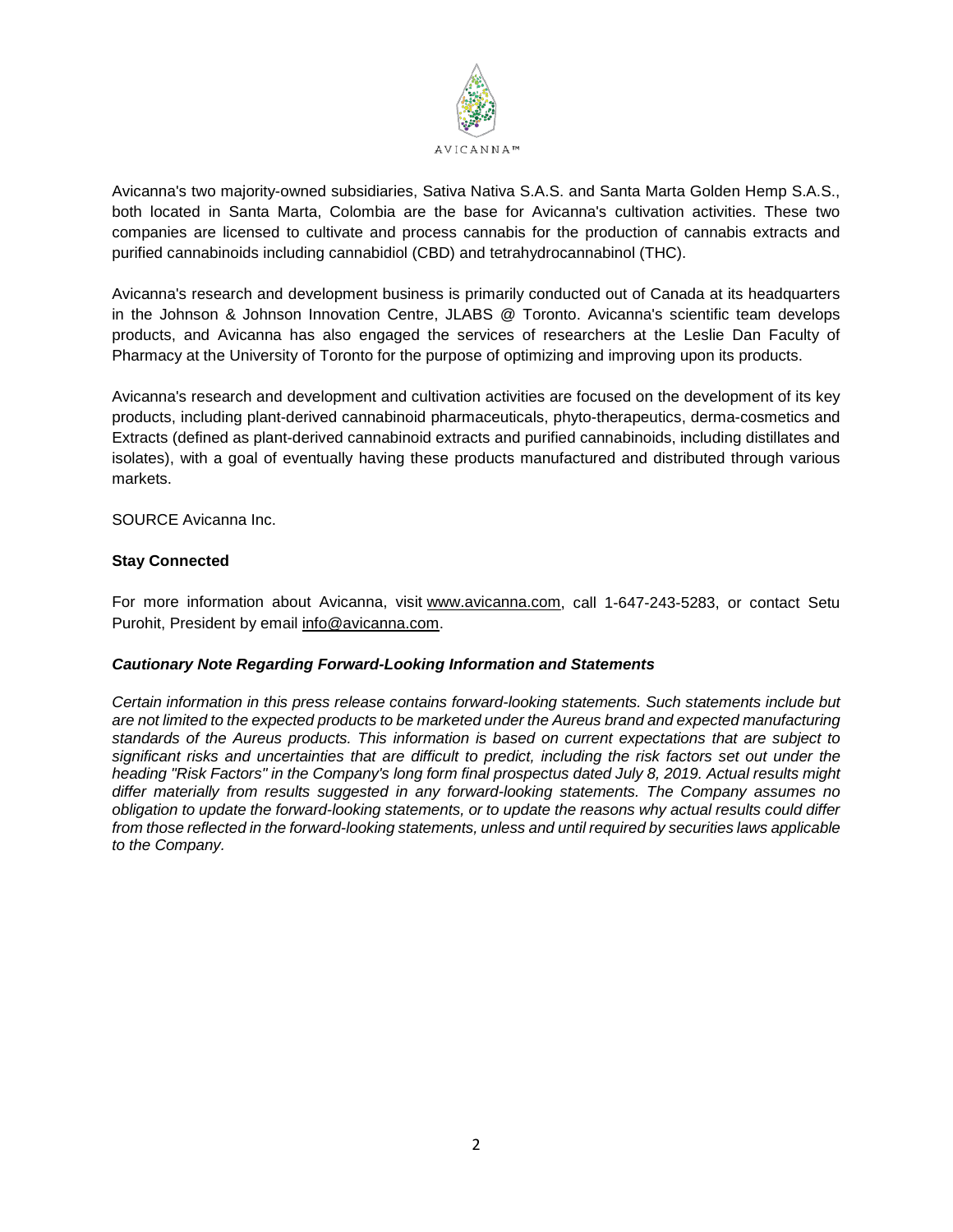Avicanna's two majority-owned subsidiaries, Sativa Nativa S.A.S. and Santa Marta Golden Hemp S.A.S., both located in Santa Marta, Colombia are the base for Avicanna's cultivation activities. These two companies are licensed to cultivate and process cannabis for the production of cannabis extracts and purified cannabinoids including cannabidiol (CBD) and tetrahydrocannabinol (THC).

Avicanna's research and development business is primarily conducted out of Canada at its headquarters in the Johnson & Johnson Innovation Centre, JLABS @ Toronto. Avicanna's scientific team develops products, and Avicanna has also engaged the services of researchers at the Leslie Dan Faculty of Pharmacy at the University of Toronto for the purpose of optimizing and improving upon its products.

Avicanna's research and development and cultivation activities are focused on the development of its key products, including plant-derived cannabinoid pharmaceuticals, phyto-therapeutics, derma-cosmetics and Extracts (defined as plant-derived cannabinoid extracts and purified cannabinoids, including distillates and isolates), with a goal of eventually having these products manufactured and distributed through various markets.

SOURCE Avicanna Inc.

**Stay Connected**

For more information about Avicanna, visit www.avicanna.com, call 1-647-243-5283, or contact Setu Purohit, President by email info@avicanna.com.

***Cautionary Note Regarding Forward-Looking Information and Statements***

*Certain information in this press release contains forward-looking statements. Such statements include but are not limited to the expected products to be marketed under the Aureus brand and expected manufacturing standards of the Aureus products. This information is based on current expectations that are subject to significant risks and uncertainties that are difficult to predict, including the risk factors set out under the heading "Risk Factors" in the Company's long form final prospectus dated July 8, 2019. Actual results might differ materially from results suggested in any forward-looking statements. The Company assumes no obligation to update the forward-looking statements, or to update the reasons why actual results could differ from those reflected in the forward-looking statements, unless and until required by securities laws applicable to the Company.*